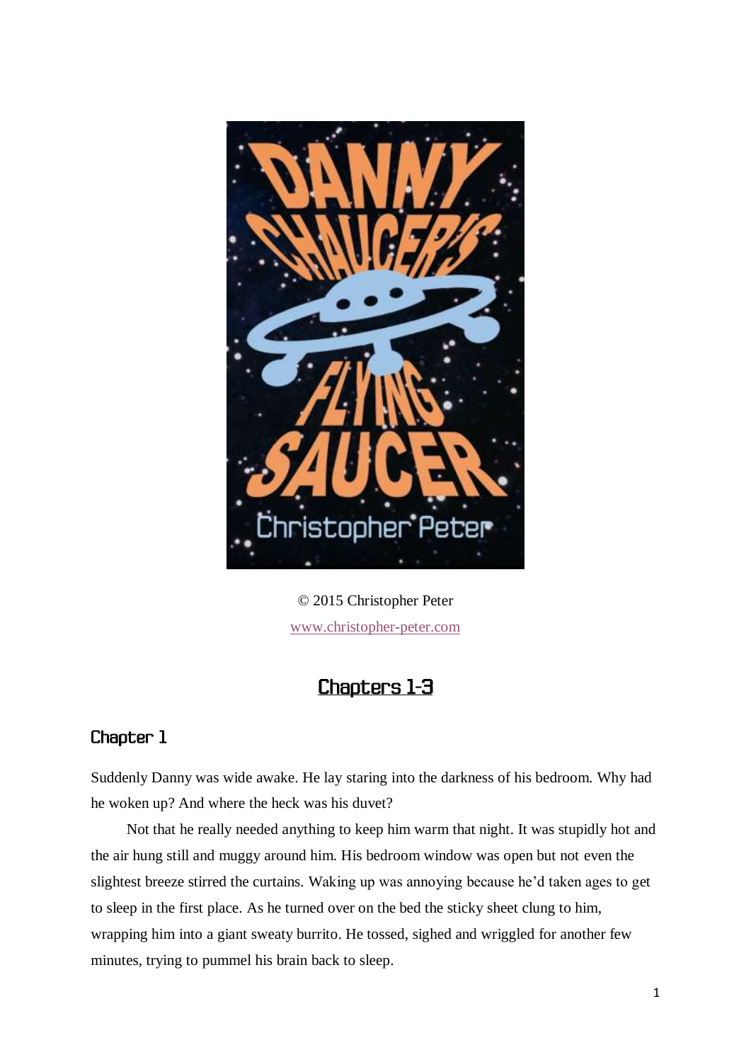DANNY CHAUCER'S FLYING SAUCER

Christopher Peter

© 2015 Christopher Peter

www.christopher-peter.com

# Chapters 1-3

## Chapter 1

Suddenly Danny was wide awake. He lay staring into the darkness of his bedroom. Why had he woken up? And where the heck was his duvet?

Not that he really needed anything to keep him warm that night. It was stupidly hot and the air hung still and muggy around him. His bedroom window was open but not even the slightest breeze stirred the curtains. Waking up was annoying because he'd taken ages to get to sleep in the first place. As he turned over on the bed the sticky sheet clung to him, wrapping him into a giant sweaty burrito. He tossed, sighed and wriggled for another few minutes, trying to pummel his brain back to sleep.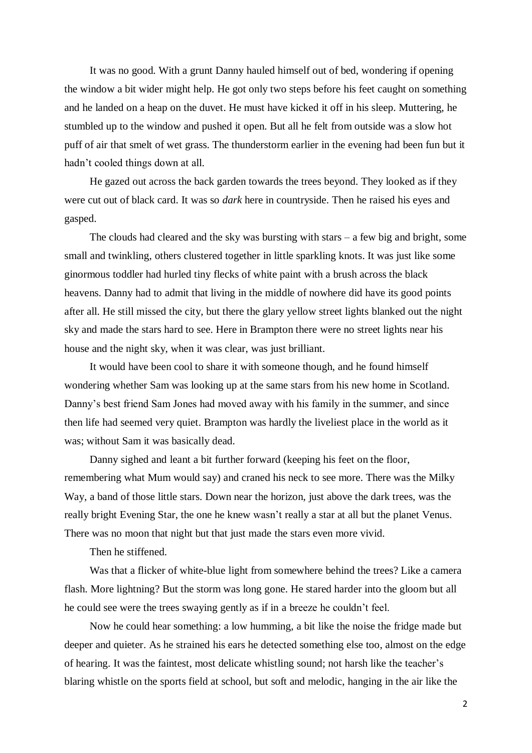It was no good. With a grunt Danny hauled himself out of bed, wondering if opening the window a bit wider might help. He got only two steps before his feet caught on something and he landed on a heap on the duvet. He must have kicked it off in his sleep. Muttering, he stumbled up to the window and pushed it open. But all he felt from outside was a slow hot puff of air that smelt of wet grass. The thunderstorm earlier in the evening had been fun but it hadn't cooled things down at all.

He gazed out across the back garden towards the trees beyond. They looked as if they were cut out of black card. It was so *dark* here in countryside. Then he raised his eyes and gasped.

The clouds had cleared and the sky was bursting with stars – a few big and bright, some small and twinkling, others clustered together in little sparkling knots. It was just like some ginormous toddler had hurled tiny flecks of white paint with a brush across the black heavens. Danny had to admit that living in the middle of nowhere did have its good points after all. He still missed the city, but there the glary yellow street lights blanked out the night sky and made the stars hard to see. Here in Brampton there were no street lights near his house and the night sky, when it was clear, was just brilliant.

It would have been cool to share it with someone though, and he found himself wondering whether Sam was looking up at the same stars from his new home in Scotland. Danny's best friend Sam Jones had moved away with his family in the summer, and since then life had seemed very quiet. Brampton was hardly the liveliest place in the world as it was; without Sam it was basically dead.

Danny sighed and leant a bit further forward (keeping his feet on the floor, remembering what Mum would say) and craned his neck to see more. There was the Milky Way, a band of those little stars. Down near the horizon, just above the dark trees, was the really bright Evening Star, the one he knew wasn't really a star at all but the planet Venus. There was no moon that night but that just made the stars even more vivid.

Then he stiffened.

Was that a flicker of white-blue light from somewhere behind the trees? Like a camera flash. More lightning? But the storm was long gone. He stared harder into the gloom but all he could see were the trees swaying gently as if in a breeze he couldn't feel.

Now he could hear something: a low humming, a bit like the noise the fridge made but deeper and quieter. As he strained his ears he detected something else too, almost on the edge of hearing. It was the faintest, most delicate whistling sound; not harsh like the teacher's blaring whistle on the sports field at school, but soft and melodic, hanging in the air like the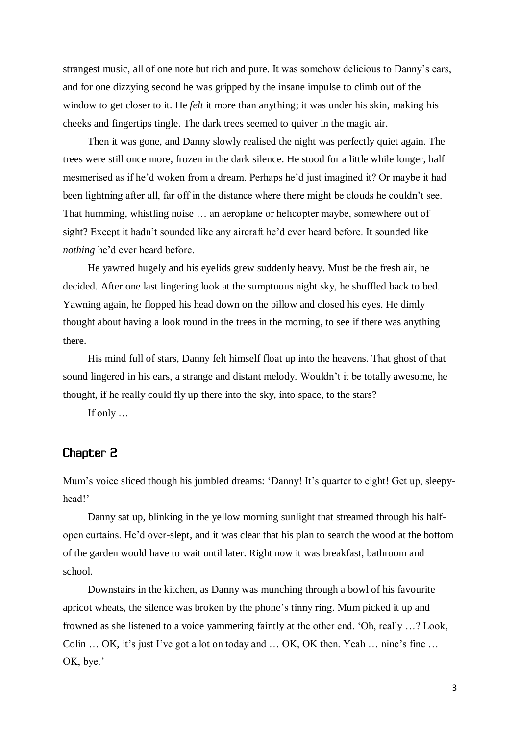strangest music, all of one note but rich and pure. It was somehow delicious to Danny's ears, and for one dizzying second he was gripped by the insane impulse to climb out of the window to get closer to it. He *felt* it more than anything; it was under his skin, making his cheeks and fingertips tingle. The dark trees seemed to quiver in the magic air.

Then it was gone, and Danny slowly realised the night was perfectly quiet again. The trees were still once more, frozen in the dark silence. He stood for a little while longer, half mesmerised as if he'd woken from a dream. Perhaps he'd just imagined it? Or maybe it had been lightning after all, far off in the distance where there might be clouds he couldn't see. That humming, whistling noise … an aeroplane or helicopter maybe, somewhere out of sight? Except it hadn't sounded like any aircraft he'd ever heard before. It sounded like *nothing* he'd ever heard before.

He yawned hugely and his eyelids grew suddenly heavy. Must be the fresh air, he decided. After one last lingering look at the sumptuous night sky, he shuffled back to bed. Yawning again, he flopped his head down on the pillow and closed his eyes. He dimly thought about having a look round in the trees in the morning, to see if there was anything there.

His mind full of stars, Danny felt himself float up into the heavens. That ghost of that sound lingered in his ears, a strange and distant melody. Wouldn't it be totally awesome, he thought, if he really could fly up there into the sky, into space, to the stars?

If only …

## Chapter 2

Mum's voice sliced though his jumbled dreams: 'Danny! It's quarter to eight! Get up, sleepy-head!'

Danny sat up, blinking in the yellow morning sunlight that streamed through his half-open curtains. He'd over-slept, and it was clear that his plan to search the wood at the bottom of the garden would have to wait until later. Right now it was breakfast, bathroom and school.

Downstairs in the kitchen, as Danny was munching through a bowl of his favourite apricot wheats, the silence was broken by the phone's tinny ring. Mum picked it up and frowned as she listened to a voice yammering faintly at the other end. 'Oh, really …? Look, Colin … OK, it's just I've got a lot on today and … OK, OK then. Yeah … nine's fine … OK, bye.'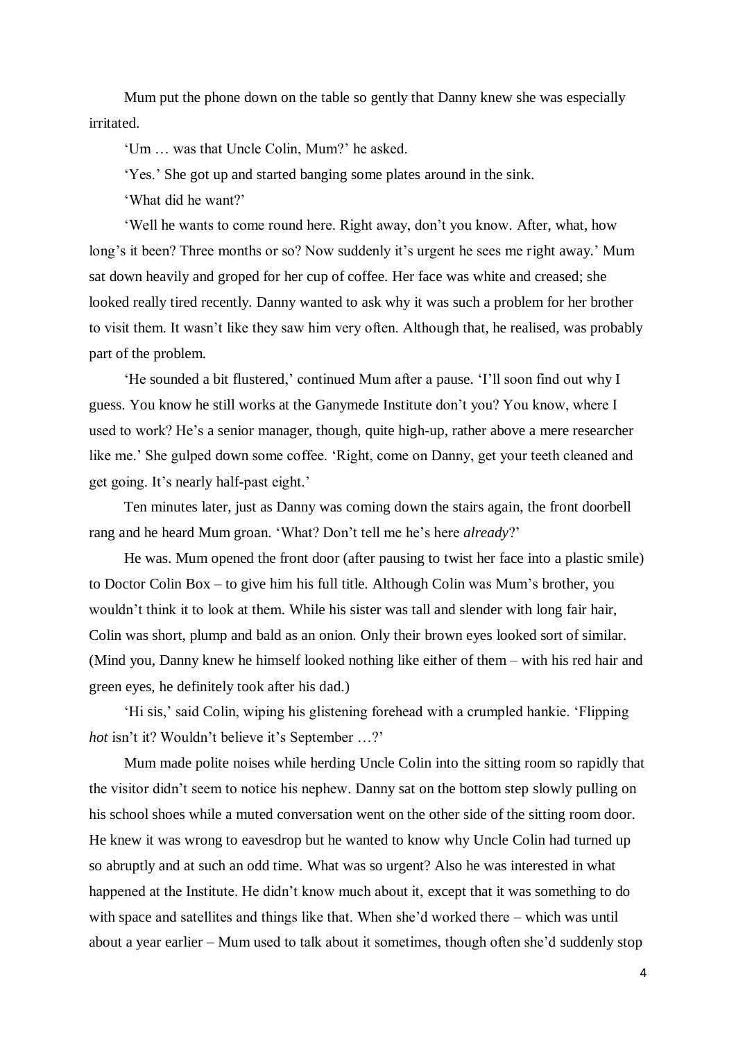Mum put the phone down on the table so gently that Danny knew she was especially irritated.

'Um … was that Uncle Colin, Mum?' he asked.

'Yes.' She got up and started banging some plates around in the sink.

'What did he want?'

'Well he wants to come round here. Right away, don't you know. After, what, how long's it been? Three months or so? Now suddenly it's urgent he sees me right away.' Mum sat down heavily and groped for her cup of coffee. Her face was white and creased; she looked really tired recently. Danny wanted to ask why it was such a problem for her brother to visit them. It wasn't like they saw him very often. Although that, he realised, was probably part of the problem.

'He sounded a bit flustered,' continued Mum after a pause. 'I'll soon find out why I guess. You know he still works at the Ganymede Institute don't you? You know, where I used to work? He's a senior manager, though, quite high-up, rather above a mere researcher like me.' She gulped down some coffee. 'Right, come on Danny, get your teeth cleaned and get going. It's nearly half-past eight.'

Ten minutes later, just as Danny was coming down the stairs again, the front doorbell rang and he heard Mum groan. 'What? Don't tell me he's here *already*?'

He was. Mum opened the front door (after pausing to twist her face into a plastic smile) to Doctor Colin Box – to give him his full title. Although Colin was Mum's brother, you wouldn't think it to look at them. While his sister was tall and slender with long fair hair, Colin was short, plump and bald as an onion. Only their brown eyes looked sort of similar. (Mind you, Danny knew he himself looked nothing like either of them – with his red hair and green eyes, he definitely took after his dad.)

'Hi sis,' said Colin, wiping his glistening forehead with a crumpled hankie. 'Flipping *hot* isn't it? Wouldn't believe it's September …?'

Mum made polite noises while herding Uncle Colin into the sitting room so rapidly that the visitor didn't seem to notice his nephew. Danny sat on the bottom step slowly pulling on his school shoes while a muted conversation went on the other side of the sitting room door. He knew it was wrong to eavesdrop but he wanted to know why Uncle Colin had turned up so abruptly and at such an odd time. What was so urgent? Also he was interested in what happened at the Institute. He didn't know much about it, except that it was something to do with space and satellites and things like that. When she'd worked there – which was until about a year earlier – Mum used to talk about it sometimes, though often she'd suddenly stop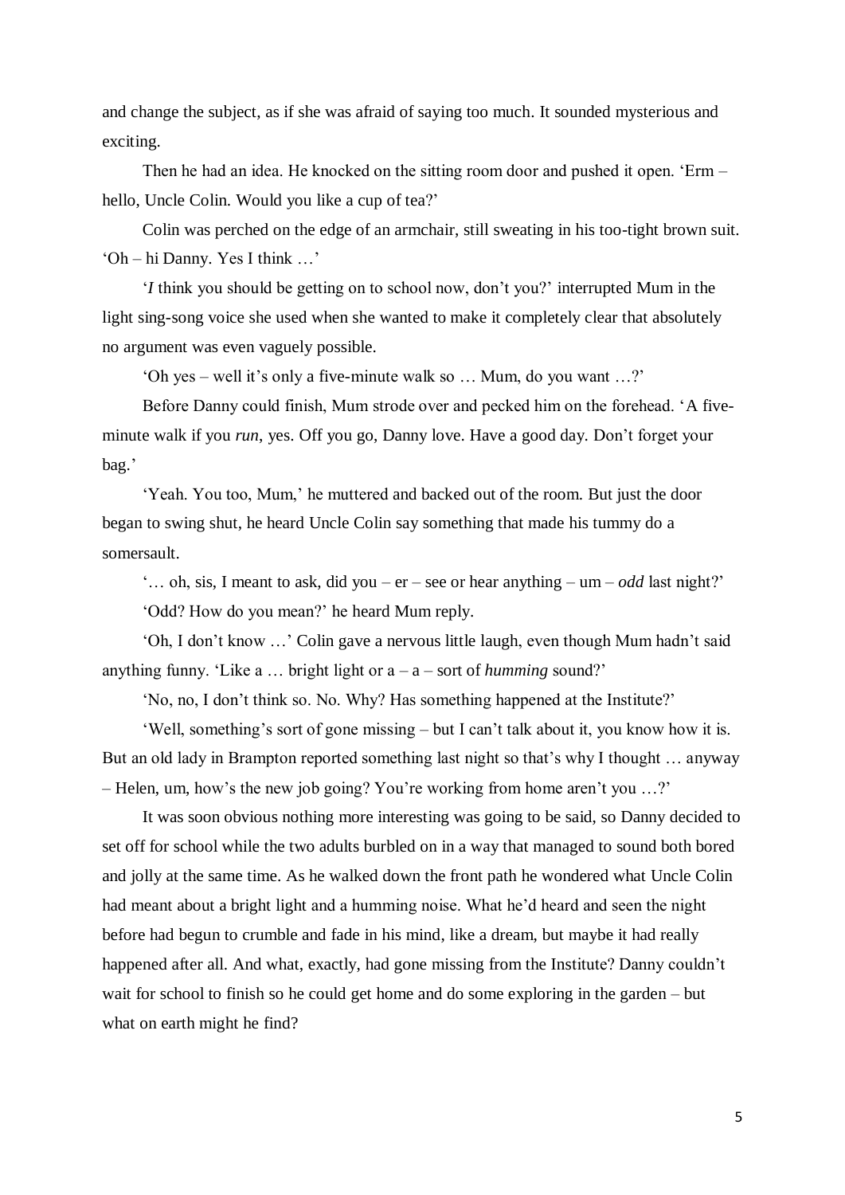and change the subject, as if she was afraid of saying too much. It sounded mysterious and exciting.

Then he had an idea. He knocked on the sitting room door and pushed it open. 'Erm – hello, Uncle Colin. Would you like a cup of tea?'

Colin was perched on the edge of an armchair, still sweating in his too-tight brown suit. 'Oh – hi Danny. Yes I think …'

'*I* think you should be getting on to school now, don't you?' interrupted Mum in the light sing-song voice she used when she wanted to make it completely clear that absolutely no argument was even vaguely possible.

'Oh yes – well it's only a five-minute walk so … Mum, do you want …?'

Before Danny could finish, Mum strode over and pecked him on the forehead. 'A five-minute walk if you *run*, yes. Off you go, Danny love. Have a good day. Don't forget your bag.'

'Yeah. You too, Mum,' he muttered and backed out of the room. But just the door began to swing shut, he heard Uncle Colin say something that made his tummy do a somersault.

'… oh, sis, I meant to ask, did you – er – see or hear anything – um – *odd* last night?'

'Odd? How do you mean?' he heard Mum reply.

'Oh, I don't know …' Colin gave a nervous little laugh, even though Mum hadn't said anything funny. 'Like a … bright light or a – a – sort of *humming* sound?'

'No, no, I don't think so. No. Why? Has something happened at the Institute?'

'Well, something's sort of gone missing – but I can't talk about it, you know how it is. But an old lady in Brampton reported something last night so that's why I thought … anyway – Helen, um, how's the new job going? You're working from home aren't you …?'

It was soon obvious nothing more interesting was going to be said, so Danny decided to set off for school while the two adults burbled on in a way that managed to sound both bored and jolly at the same time. As he walked down the front path he wondered what Uncle Colin had meant about a bright light and a humming noise. What he'd heard and seen the night before had begun to crumble and fade in his mind, like a dream, but maybe it had really happened after all. And what, exactly, had gone missing from the Institute? Danny couldn't wait for school to finish so he could get home and do some exploring in the garden – but what on earth might he find?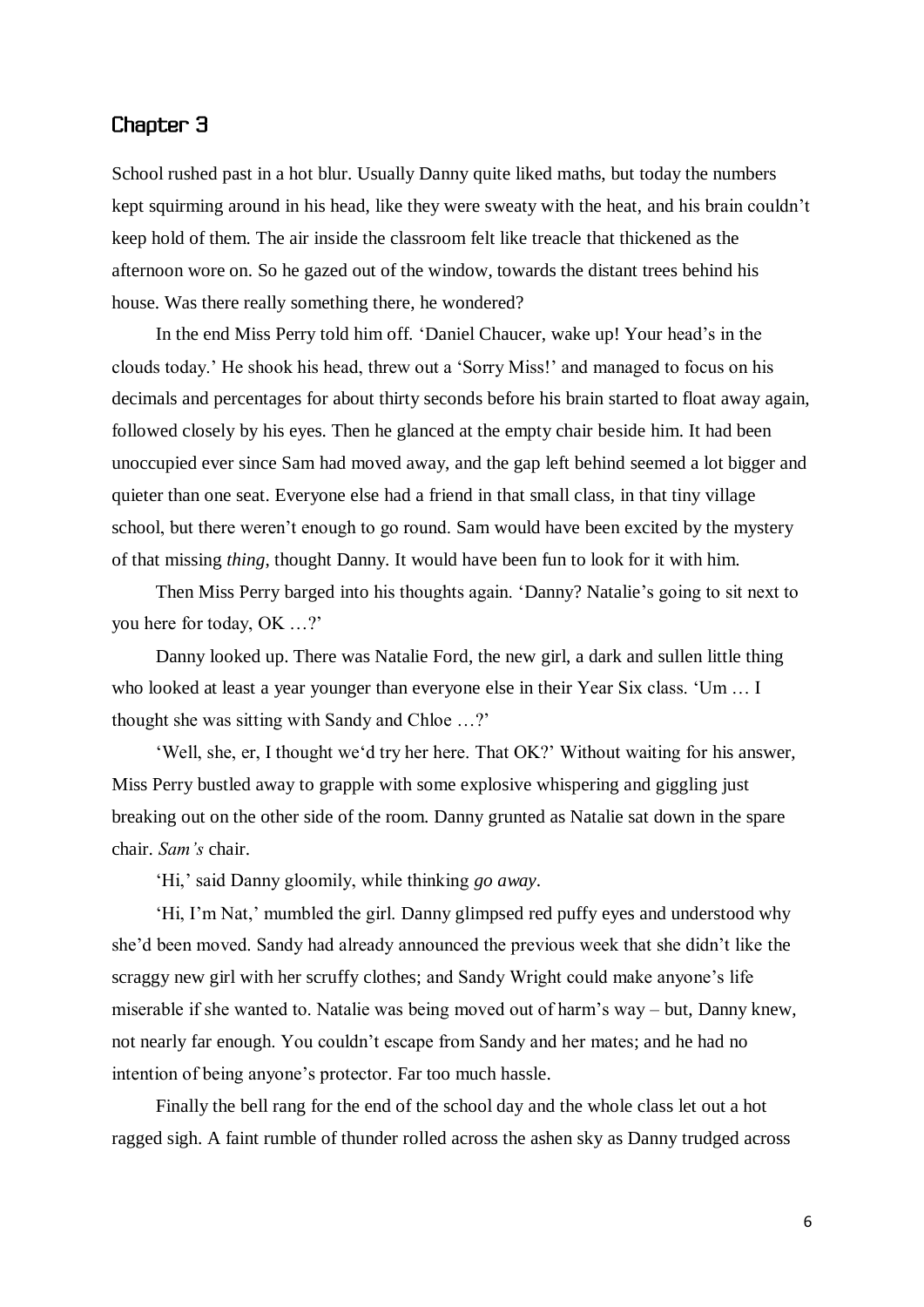## Chapter 3

School rushed past in a hot blur. Usually Danny quite liked maths, but today the numbers kept squirming around in his head, like they were sweaty with the heat, and his brain couldn't keep hold of them. The air inside the classroom felt like treacle that thickened as the afternoon wore on. So he gazed out of the window, towards the distant trees behind his house. Was there really something there, he wondered?

In the end Miss Perry told him off. 'Daniel Chaucer, wake up! Your head's in the clouds today.' He shook his head, threw out a 'Sorry Miss!' and managed to focus on his decimals and percentages for about thirty seconds before his brain started to float away again, followed closely by his eyes. Then he glanced at the empty chair beside him. It had been unoccupied ever since Sam had moved away, and the gap left behind seemed a lot bigger and quieter than one seat. Everyone else had a friend in that small class, in that tiny village school, but there weren't enough to go round. Sam would have been excited by the mystery of that missing *thing*, thought Danny. It would have been fun to look for it with him.

Then Miss Perry barged into his thoughts again. 'Danny? Natalie's going to sit next to you here for today, OK …?'

Danny looked up. There was Natalie Ford, the new girl, a dark and sullen little thing who looked at least a year younger than everyone else in their Year Six class. 'Um … I thought she was sitting with Sandy and Chloe …?'

'Well, she, er, I thought we'd try her here. That OK?' Without waiting for his answer, Miss Perry bustled away to grapple with some explosive whispering and giggling just breaking out on the other side of the room. Danny grunted as Natalie sat down in the spare chair. *Sam's* chair.

'Hi,' said Danny gloomily, while thinking *go away*.

'Hi, I'm Nat,' mumbled the girl. Danny glimpsed red puffy eyes and understood why she'd been moved. Sandy had already announced the previous week that she didn't like the scraggy new girl with her scruffy clothes; and Sandy Wright could make anyone's life miserable if she wanted to. Natalie was being moved out of harm's way – but, Danny knew, not nearly far enough. You couldn't escape from Sandy and her mates; and he had no intention of being anyone's protector. Far too much hassle.

Finally the bell rang for the end of the school day and the whole class let out a hot ragged sigh. A faint rumble of thunder rolled across the ashen sky as Danny trudged across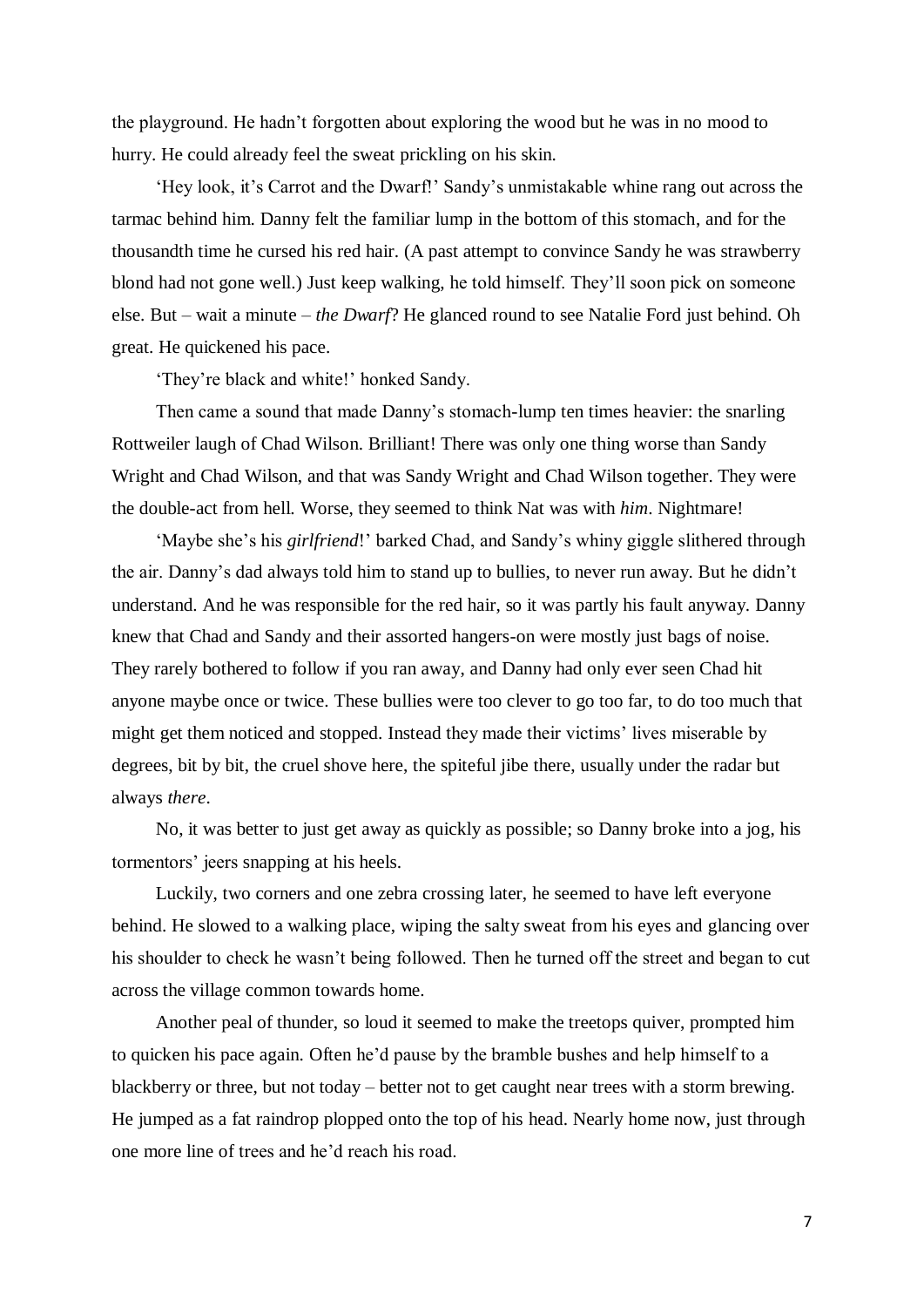the playground. He hadn't forgotten about exploring the wood but he was in no mood to hurry. He could already feel the sweat prickling on his skin.

'Hey look, it's Carrot and the Dwarf!' Sandy's unmistakable whine rang out across the tarmac behind him. Danny felt the familiar lump in the bottom of this stomach, and for the thousandth time he cursed his red hair. (A past attempt to convince Sandy he was strawberry blond had not gone well.) Just keep walking, he told himself. They'll soon pick on someone else. But – wait a minute – *the Dwarf*? He glanced round to see Natalie Ford just behind. Oh great. He quickened his pace.

'They're black and white!' honked Sandy.

Then came a sound that made Danny's stomach-lump ten times heavier: the snarling Rottweiler laugh of Chad Wilson. Brilliant! There was only one thing worse than Sandy Wright and Chad Wilson, and that was Sandy Wright and Chad Wilson together. They were the double-act from hell. Worse, they seemed to think Nat was with *him*. Nightmare!

'Maybe she's his *girlfriend*!' barked Chad, and Sandy's whiny giggle slithered through the air. Danny's dad always told him to stand up to bullies, to never run away. But he didn't understand. And he was responsible for the red hair, so it was partly his fault anyway. Danny knew that Chad and Sandy and their assorted hangers-on were mostly just bags of noise. They rarely bothered to follow if you ran away, and Danny had only ever seen Chad hit anyone maybe once or twice. These bullies were too clever to go too far, to do too much that might get them noticed and stopped. Instead they made their victims' lives miserable by degrees, bit by bit, the cruel shove here, the spiteful jibe there, usually under the radar but always *there*.

No, it was better to just get away as quickly as possible; so Danny broke into a jog, his tormentors' jeers snapping at his heels.

Luckily, two corners and one zebra crossing later, he seemed to have left everyone behind. He slowed to a walking place, wiping the salty sweat from his eyes and glancing over his shoulder to check he wasn't being followed. Then he turned off the street and began to cut across the village common towards home.

Another peal of thunder, so loud it seemed to make the treetops quiver, prompted him to quicken his pace again. Often he'd pause by the bramble bushes and help himself to a blackberry or three, but not today – better not to get caught near trees with a storm brewing. He jumped as a fat raindrop plopped onto the top of his head. Nearly home now, just through one more line of trees and he'd reach his road.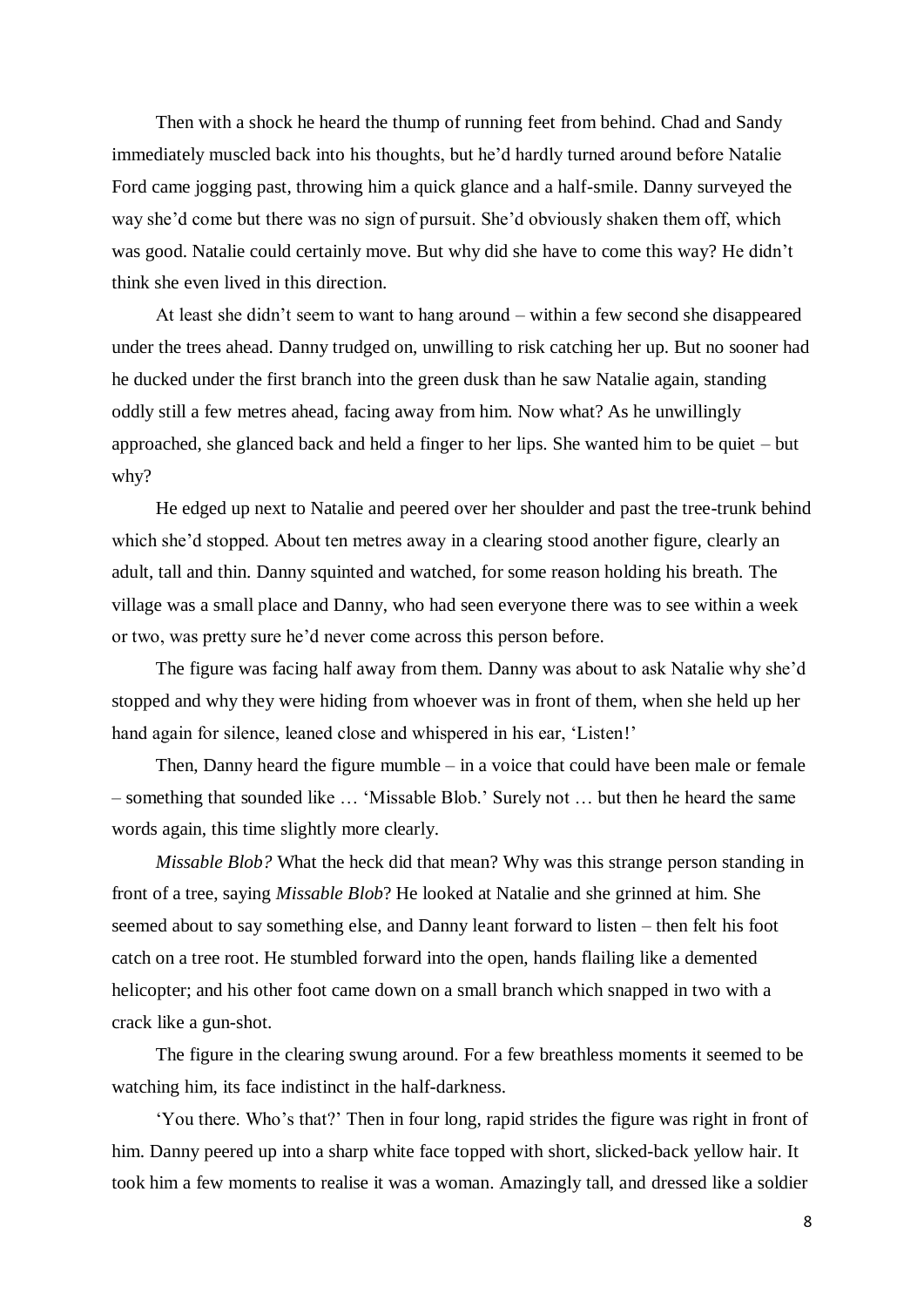Then with a shock he heard the thump of running feet from behind. Chad and Sandy immediately muscled back into his thoughts, but he'd hardly turned around before Natalie Ford came jogging past, throwing him a quick glance and a half-smile. Danny surveyed the way she'd come but there was no sign of pursuit. She'd obviously shaken them off, which was good. Natalie could certainly move. But why did she have to come this way? He didn't think she even lived in this direction.

At least she didn't seem to want to hang around – within a few second she disappeared under the trees ahead. Danny trudged on, unwilling to risk catching her up. But no sooner had he ducked under the first branch into the green dusk than he saw Natalie again, standing oddly still a few metres ahead, facing away from him. Now what? As he unwillingly approached, she glanced back and held a finger to her lips. She wanted him to be quiet – but why?

He edged up next to Natalie and peered over her shoulder and past the tree-trunk behind which she'd stopped. About ten metres away in a clearing stood another figure, clearly an adult, tall and thin. Danny squinted and watched, for some reason holding his breath. The village was a small place and Danny, who had seen everyone there was to see within a week or two, was pretty sure he'd never come across this person before.

The figure was facing half away from them. Danny was about to ask Natalie why she'd stopped and why they were hiding from whoever was in front of them, when she held up her hand again for silence, leaned close and whispered in his ear, 'Listen!'

Then, Danny heard the figure mumble – in a voice that could have been male or female – something that sounded like … 'Missable Blob.' Surely not … but then he heard the same words again, this time slightly more clearly.

*Missable Blob?* What the heck did that mean? Why was this strange person standing in front of a tree, saying *Missable Blob*? He looked at Natalie and she grinned at him. She seemed about to say something else, and Danny leant forward to listen – then felt his foot catch on a tree root. He stumbled forward into the open, hands flailing like a demented helicopter; and his other foot came down on a small branch which snapped in two with a crack like a gun-shot.

The figure in the clearing swung around. For a few breathless moments it seemed to be watching him, its face indistinct in the half-darkness.

'You there. Who's that?' Then in four long, rapid strides the figure was right in front of him. Danny peered up into a sharp white face topped with short, slicked-back yellow hair. It took him a few moments to realise it was a woman. Amazingly tall, and dressed like a soldier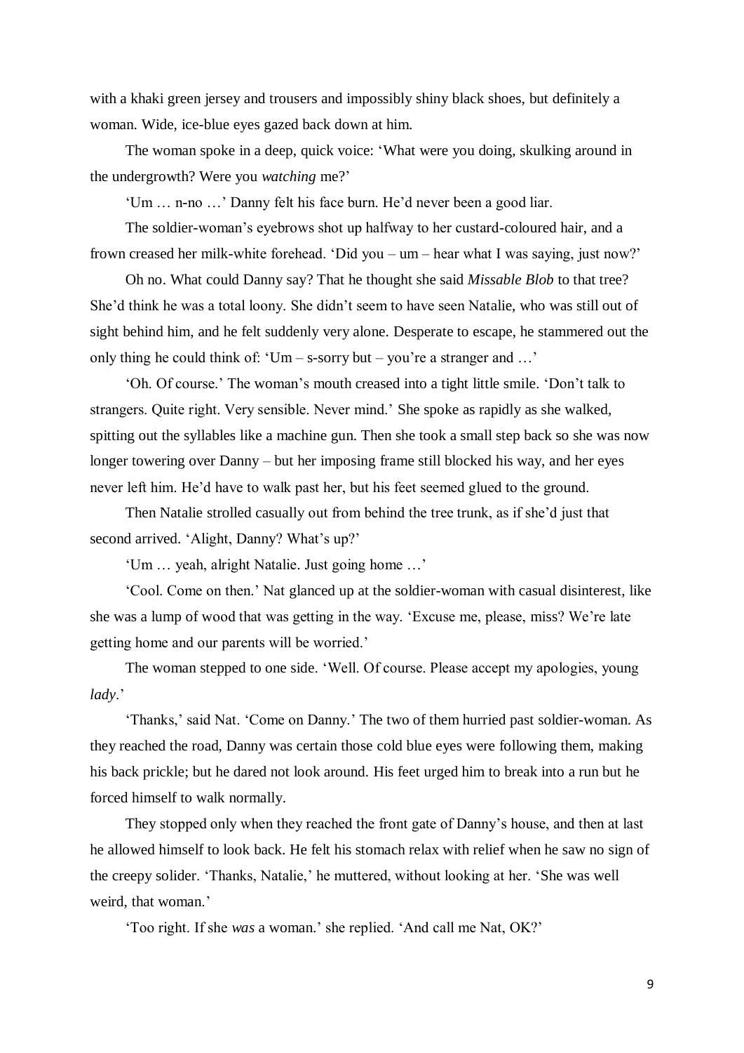with a khaki green jersey and trousers and impossibly shiny black shoes, but definitely a woman. Wide, ice-blue eyes gazed back down at him.

The woman spoke in a deep, quick voice: 'What were you doing, skulking around in the undergrowth? Were you *watching* me?'

'Um … n-no …' Danny felt his face burn. He'd never been a good liar.

The soldier-woman's eyebrows shot up halfway to her custard-coloured hair, and a frown creased her milk-white forehead. 'Did you – um – hear what I was saying, just now?'

Oh no. What could Danny say? That he thought she said *Missable Blob* to that tree? She'd think he was a total loony. She didn't seem to have seen Natalie, who was still out of sight behind him, and he felt suddenly very alone. Desperate to escape, he stammered out the only thing he could think of: 'Um – s-sorry but – you're a stranger and …'

'Oh. Of course.' The woman's mouth creased into a tight little smile. 'Don't talk to strangers. Quite right. Very sensible. Never mind.' She spoke as rapidly as she walked, spitting out the syllables like a machine gun. Then she took a small step back so she was now longer towering over Danny – but her imposing frame still blocked his way, and her eyes never left him. He'd have to walk past her, but his feet seemed glued to the ground.

Then Natalie strolled casually out from behind the tree trunk, as if she'd just that second arrived. 'Alight, Danny? What's up?'

'Um … yeah, alright Natalie. Just going home …'

'Cool. Come on then.' Nat glanced up at the soldier-woman with casual disinterest, like she was a lump of wood that was getting in the way. 'Excuse me, please, miss? We're late getting home and our parents will be worried.'

The woman stepped to one side. 'Well. Of course. Please accept my apologies, young *lady*.'

'Thanks,' said Nat. 'Come on Danny.' The two of them hurried past soldier-woman. As they reached the road, Danny was certain those cold blue eyes were following them, making his back prickle; but he dared not look around. His feet urged him to break into a run but he forced himself to walk normally.

They stopped only when they reached the front gate of Danny's house, and then at last he allowed himself to look back. He felt his stomach relax with relief when he saw no sign of the creepy solider. 'Thanks, Natalie,' he muttered, without looking at her. 'She was well weird, that woman.'

'Too right. If she *was* a woman.' she replied. 'And call me Nat, OK?'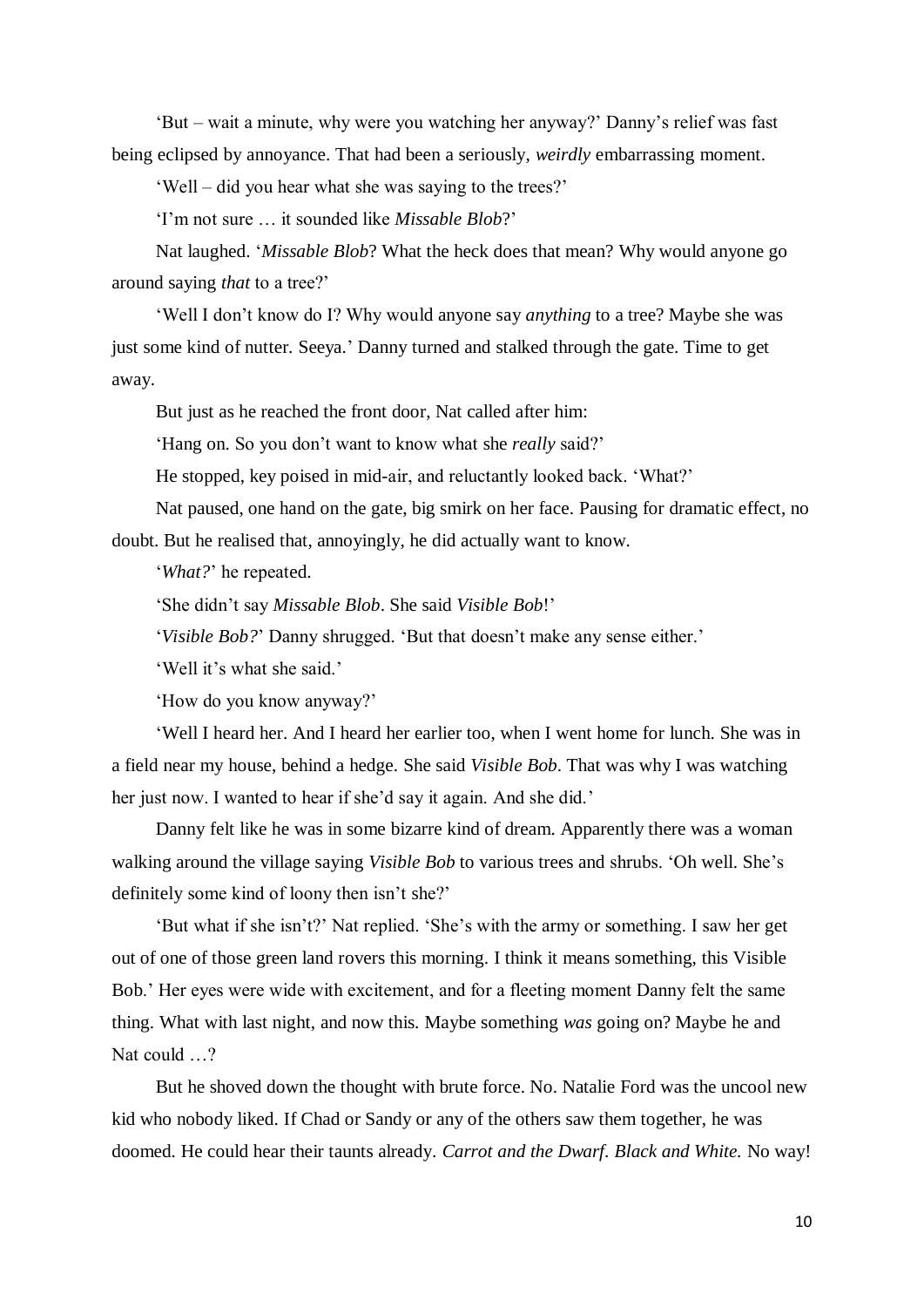'But – wait a minute, why were you watching her anyway?' Danny's relief was fast being eclipsed by annoyance. That had been a seriously, *weirdly* embarrassing moment.

'Well – did you hear what she was saying to the trees?'

'I'm not sure … it sounded like *Missable Blob*?'

Nat laughed. '*Missable Blob*? What the heck does that mean? Why would anyone go around saying *that* to a tree?'

'Well I don't know do I? Why would anyone say *anything* to a tree? Maybe she was just some kind of nutter. Seeya.' Danny turned and stalked through the gate. Time to get away.

But just as he reached the front door, Nat called after him:

'Hang on. So you don't want to know what she *really* said?'

He stopped, key poised in mid-air, and reluctantly looked back. 'What?'

Nat paused, one hand on the gate, big smirk on her face. Pausing for dramatic effect, no doubt. But he realised that, annoyingly, he did actually want to know.

'*What?*' he repeated.

'She didn't say *Missable Blob*. She said *Visible Bob*!'

'*Visible Bob?*' Danny shrugged. 'But that doesn't make any sense either.'

'Well it's what she said.'

'How do you know anyway?'

'Well I heard her. And I heard her earlier too, when I went home for lunch. She was in a field near my house, behind a hedge. She said *Visible Bob*. That was why I was watching her just now. I wanted to hear if she'd say it again. And she did.'

Danny felt like he was in some bizarre kind of dream. Apparently there was a woman walking around the village saying *Visible Bob* to various trees and shrubs. 'Oh well. She's definitely some kind of loony then isn't she?'

'But what if she isn't?' Nat replied. 'She's with the army or something. I saw her get out of one of those green land rovers this morning. I think it means something, this Visible Bob.' Her eyes were wide with excitement, and for a fleeting moment Danny felt the same thing. What with last night, and now this. Maybe something *was* going on? Maybe he and Nat could …?

But he shoved down the thought with brute force. No. Natalie Ford was the uncool new kid who nobody liked. If Chad or Sandy or any of the others saw them together, he was doomed. He could hear their taunts already. *Carrot and the Dwarf*. *Black and White.* No way!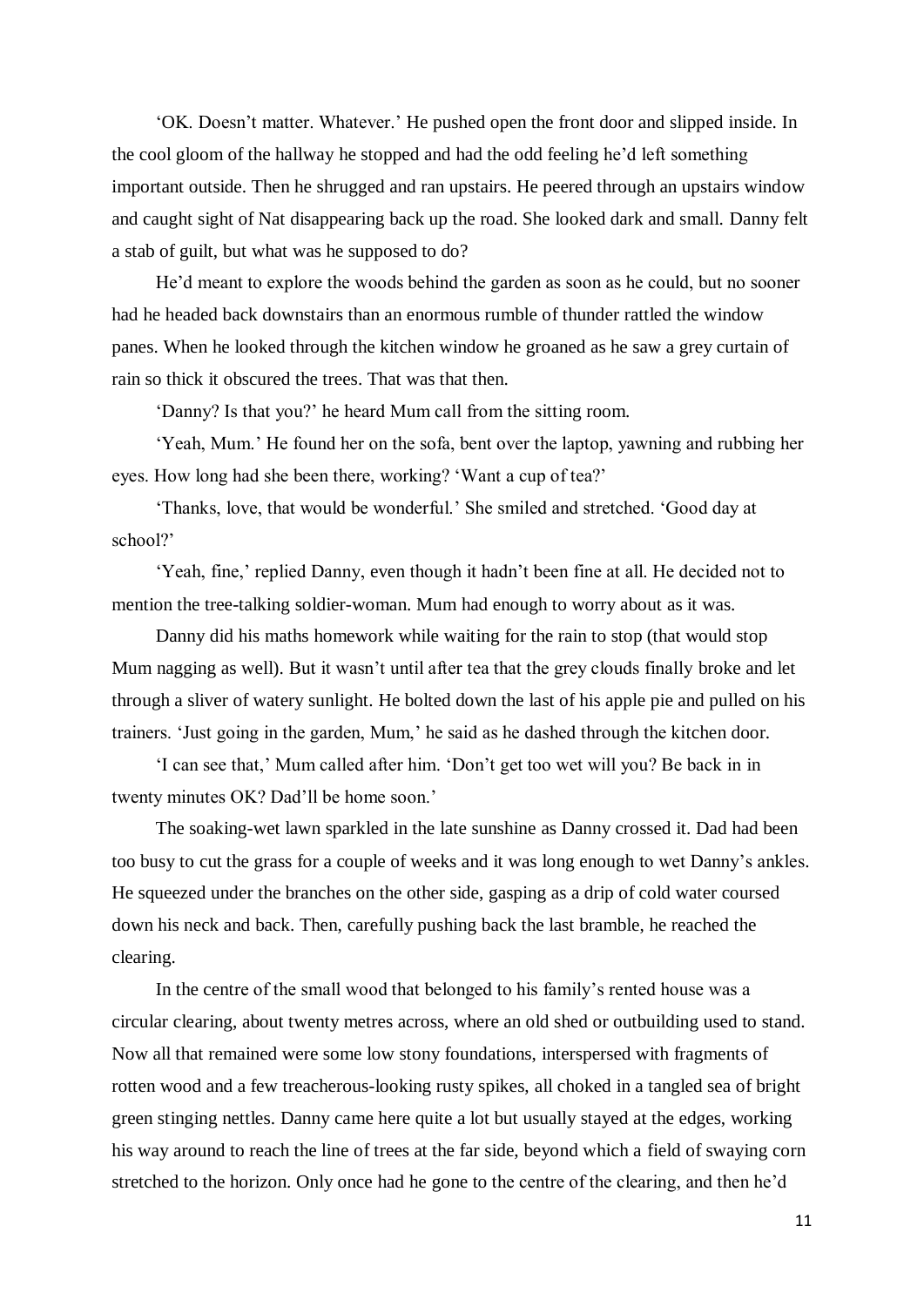'OK. Doesn't matter. Whatever.' He pushed open the front door and slipped inside. In the cool gloom of the hallway he stopped and had the odd feeling he'd left something important outside. Then he shrugged and ran upstairs. He peered through an upstairs window and caught sight of Nat disappearing back up the road. She looked dark and small. Danny felt a stab of guilt, but what was he supposed to do?

He'd meant to explore the woods behind the garden as soon as he could, but no sooner had he headed back downstairs than an enormous rumble of thunder rattled the window panes. When he looked through the kitchen window he groaned as he saw a grey curtain of rain so thick it obscured the trees. That was that then.

'Danny? Is that you?' he heard Mum call from the sitting room.

'Yeah, Mum.' He found her on the sofa, bent over the laptop, yawning and rubbing her eyes. How long had she been there, working? 'Want a cup of tea?'

'Thanks, love, that would be wonderful.' She smiled and stretched. 'Good day at school?'

'Yeah, fine,' replied Danny, even though it hadn't been fine at all. He decided not to mention the tree-talking soldier-woman. Mum had enough to worry about as it was.

Danny did his maths homework while waiting for the rain to stop (that would stop Mum nagging as well). But it wasn't until after tea that the grey clouds finally broke and let through a sliver of watery sunlight. He bolted down the last of his apple pie and pulled on his trainers. 'Just going in the garden, Mum,' he said as he dashed through the kitchen door.

'I can see that,' Mum called after him. 'Don't get too wet will you? Be back in in twenty minutes OK? Dad'll be home soon.'

The soaking-wet lawn sparkled in the late sunshine as Danny crossed it. Dad had been too busy to cut the grass for a couple of weeks and it was long enough to wet Danny's ankles. He squeezed under the branches on the other side, gasping as a drip of cold water coursed down his neck and back. Then, carefully pushing back the last bramble, he reached the clearing.

In the centre of the small wood that belonged to his family's rented house was a circular clearing, about twenty metres across, where an old shed or outbuilding used to stand. Now all that remained were some low stony foundations, interspersed with fragments of rotten wood and a few treacherous-looking rusty spikes, all choked in a tangled sea of bright green stinging nettles. Danny came here quite a lot but usually stayed at the edges, working his way around to reach the line of trees at the far side, beyond which a field of swaying corn stretched to the horizon. Only once had he gone to the centre of the clearing, and then he'd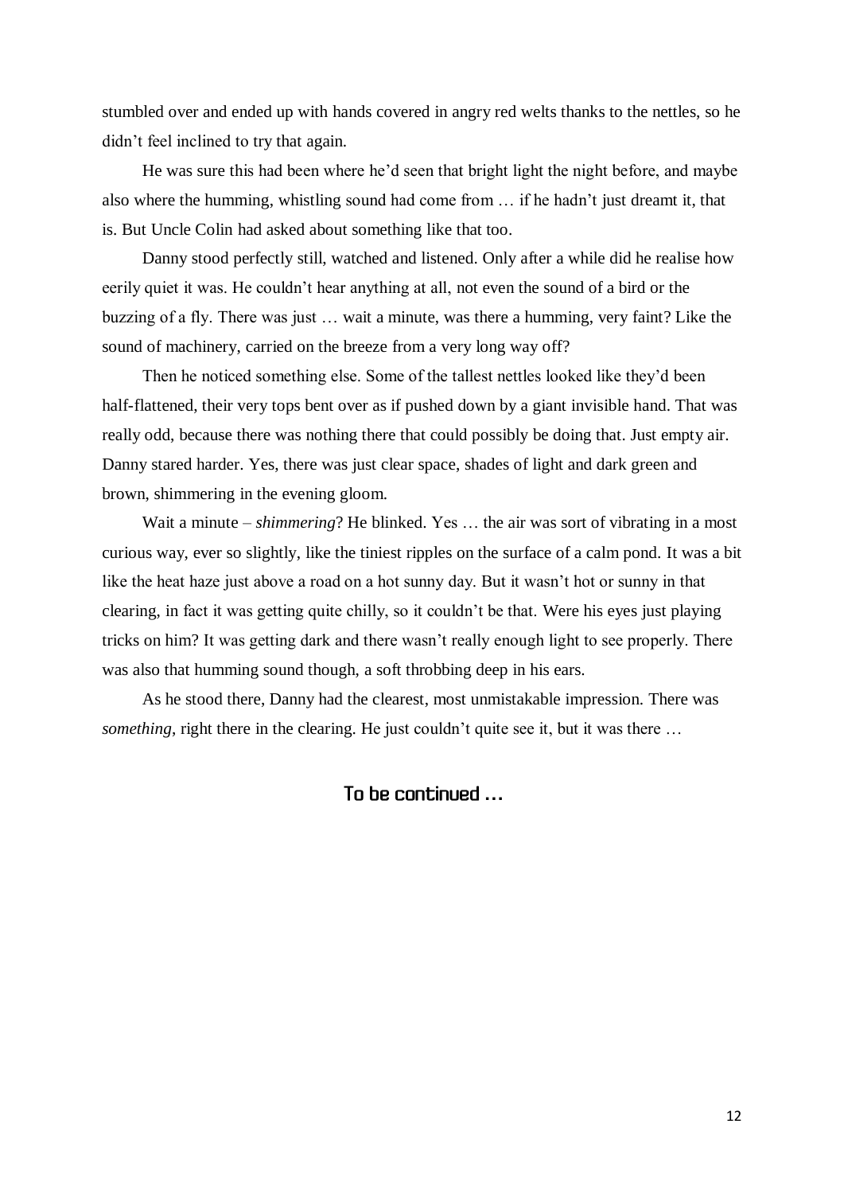stumbled over and ended up with hands covered in angry red welts thanks to the nettles, so he didn't feel inclined to try that again.

He was sure this had been where he'd seen that bright light the night before, and maybe also where the humming, whistling sound had come from … if he hadn't just dreamt it, that is. But Uncle Colin had asked about something like that too.

Danny stood perfectly still, watched and listened. Only after a while did he realise how eerily quiet it was. He couldn't hear anything at all, not even the sound of a bird or the buzzing of a fly. There was just … wait a minute, was there a humming, very faint? Like the sound of machinery, carried on the breeze from a very long way off?

Then he noticed something else. Some of the tallest nettles looked like they'd been half-flattened, their very tops bent over as if pushed down by a giant invisible hand. That was really odd, because there was nothing there that could possibly be doing that. Just empty air. Danny stared harder. Yes, there was just clear space, shades of light and dark green and brown, shimmering in the evening gloom.

Wait a minute – *shimmering*? He blinked. Yes … the air was sort of vibrating in a most curious way, ever so slightly, like the tiniest ripples on the surface of a calm pond. It was a bit like the heat haze just above a road on a hot sunny day. But it wasn't hot or sunny in that clearing, in fact it was getting quite chilly, so it couldn't be that. Were his eyes just playing tricks on him? It was getting dark and there wasn't really enough light to see properly. There was also that humming sound though, a soft throbbing deep in his ears.

As he stood there, Danny had the clearest, most unmistakable impression. There was *something*, right there in the clearing. He just couldn't quite see it, but it was there …

**To be continued …**